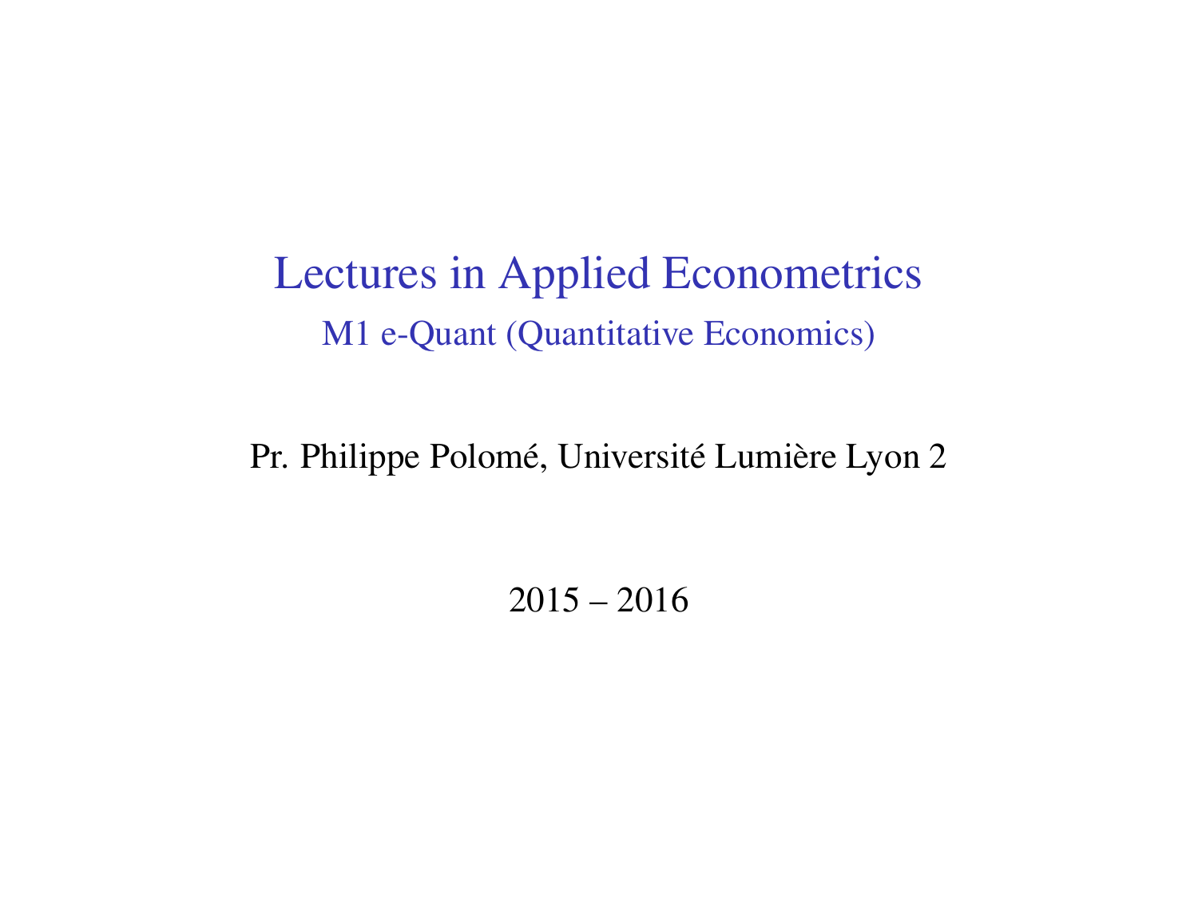# Lectures in Applied Econometrics

## M1 e-Quant (Quantitative Economics)

Pr. Philippe Polomé, Université Lumière Lyon 2

2015 – 2016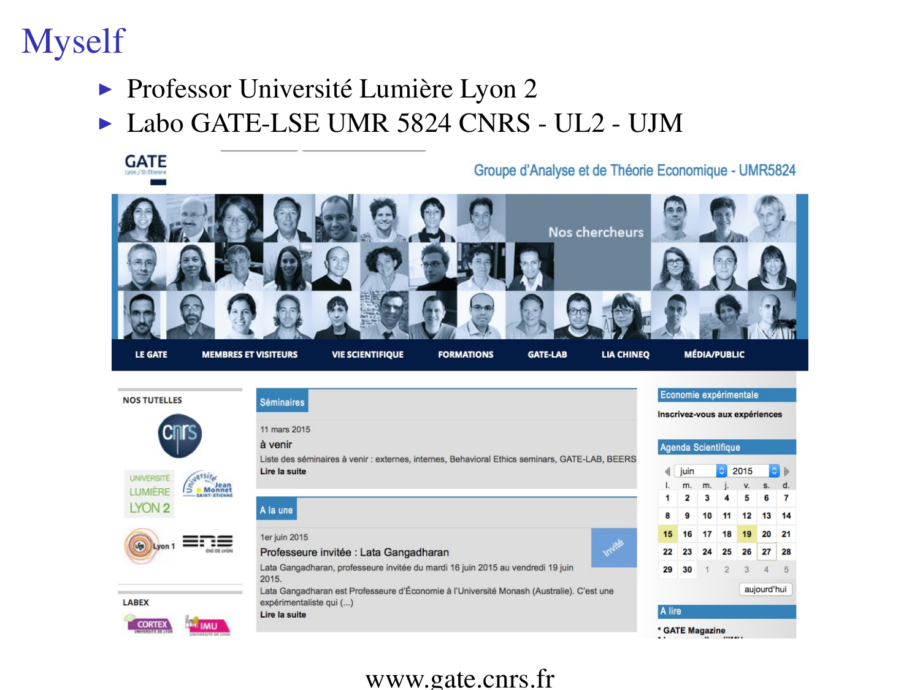# Myself

- Professor Université Lumière Lyon 2
- Labo GATE-LSE UMR 5824 CNRS - UL2 - UJM

www.gate.cnrs.fr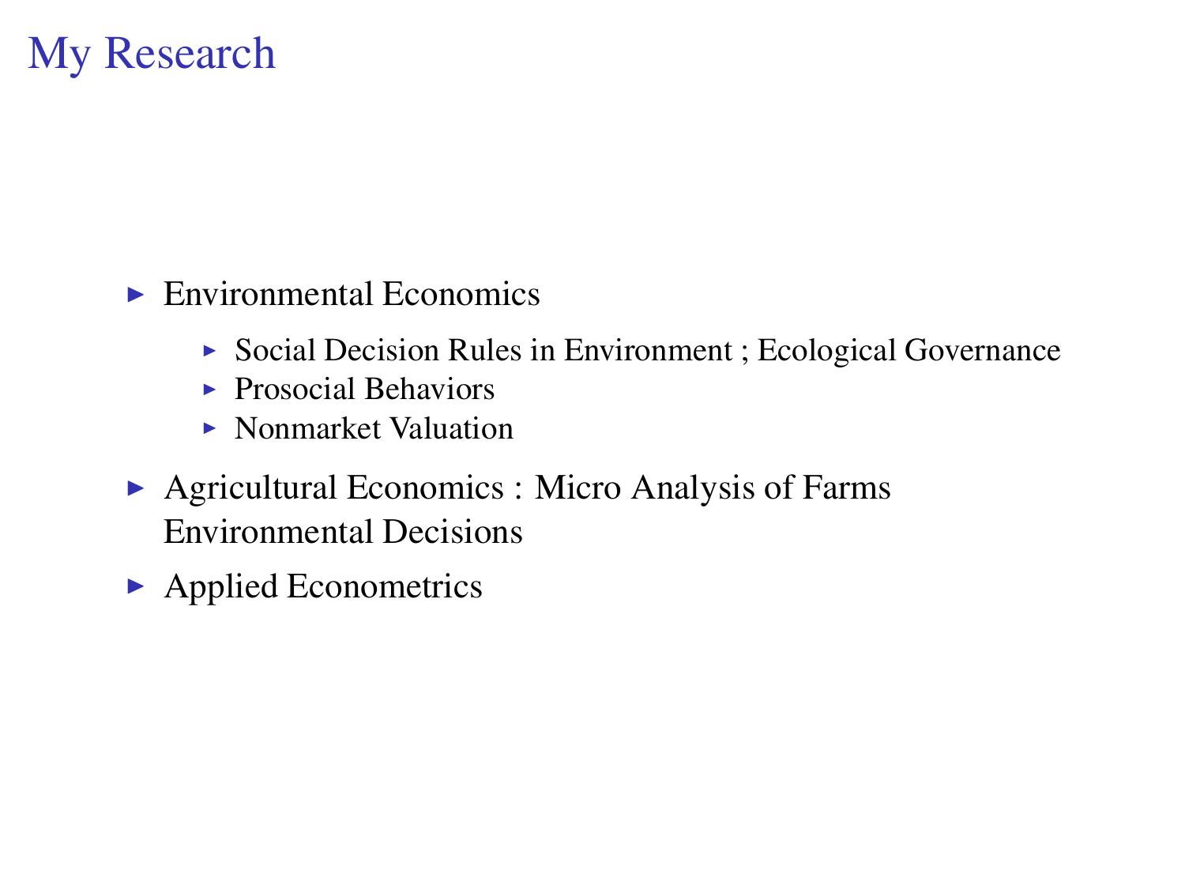# My Research

- Environmental Economics
  - Social Decision Rules in Environment ; Ecological Governance
  - Prosocial Behaviors
  - Nonmarket Valuation
- Agricultural Economics : Micro Analysis of Farms Environmental Decisions
- Applied Econometrics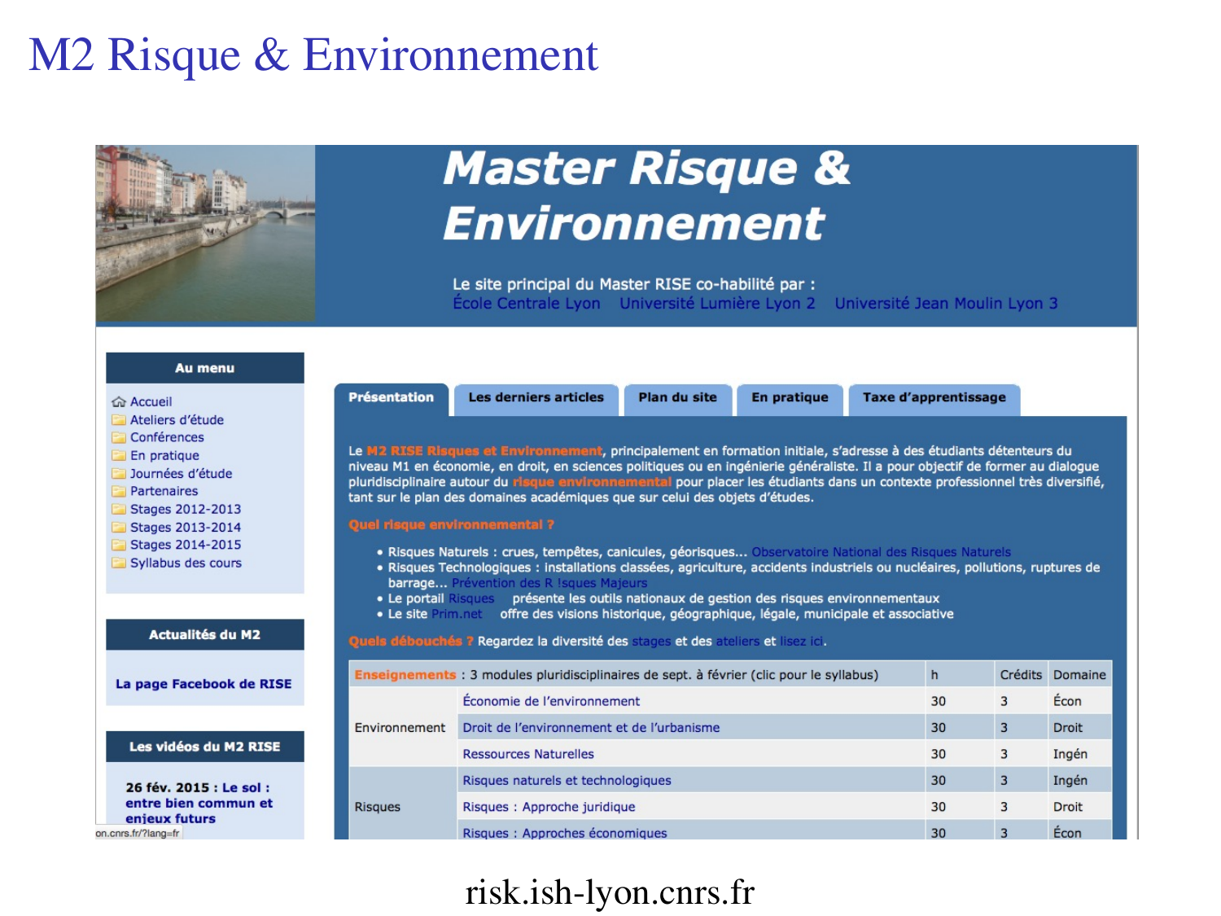# M2 Risque & Environnement

# Master Risque & Environnement

Le site principal du Master RISE co-habilité par :
École Centrale Lyon Université Lumière Lyon 2 Université Jean Moulin Lyon 3

**Au menu**

- Accueil
- Ateliers d'étude
- Conférences
- En pratique
- Journées d'étude
- Partenaires
- Stages 2012-2013
- Stages 2013-2014
- Stages 2014-2015
- Syllabus des cours

**Actualités du M2**

**La page Facebook de RISE**

**Les vidéos du M2 RISE**

**26 fév. 2015 : Le sol : entre bien commun et enjeux futurs**

**Présentation** | **Les derniers articles** | **Plan du site** | **En pratique** | **Taxe d'apprentissage**

Le **M2 RISE Risques et Environnement**, principalement en formation initiale, s'adresse à des étudiants détenteurs du niveau M1 en économie, en droit, en sciences politiques ou en ingénierie généraliste. Il a pour objectif de former au dialogue pluridisciplinaire autour du **risque environnemental** pour placer les étudiants dans un contexte professionnel très diversifié, tant sur le plan des domaines académiques que sur celui des objets d'études.

**Quel risque environnemental ?**

- Risques Naturels : crues, tempêtes, canicules, géorisques... Observatoire National des Risques Naturels
- Risques Technologiques : installations classées, agriculture, accidents industriels ou nucléaires, pollutions, ruptures de barrage... Prévention des R !sques Majeurs
- Le portail Risques présente les outils nationaux de gestion des risques environnementaux
- Le site Prim.net offre des visions historique, géographique, légale, municipale et associative

**Quels débouchés ?** Regardez la diversité des stages et des ateliers et lisez ici.

| **Enseignements** : 3 modules pluridisciplinaires de sept. à février (clic pour le syllabus) | | h | Crédits | Domaine |
|---|---|---|---|---|
| Environnement | Économie de l'environnement | 30 | 3 | Écon |
| | Droit de l'environnement et de l'urbanisme | 30 | 3 | Droit |
| | Ressources Naturelles | 30 | 3 | Ingén |
| Risques | Risques naturels et technologiques | 30 | 3 | Ingén |
| | Risques : Approche juridique | 30 | 3 | Droit |
| | Risques : Approches économiques | 30 | 3 | Écon |

risk.ish-lyon.cnrs.fr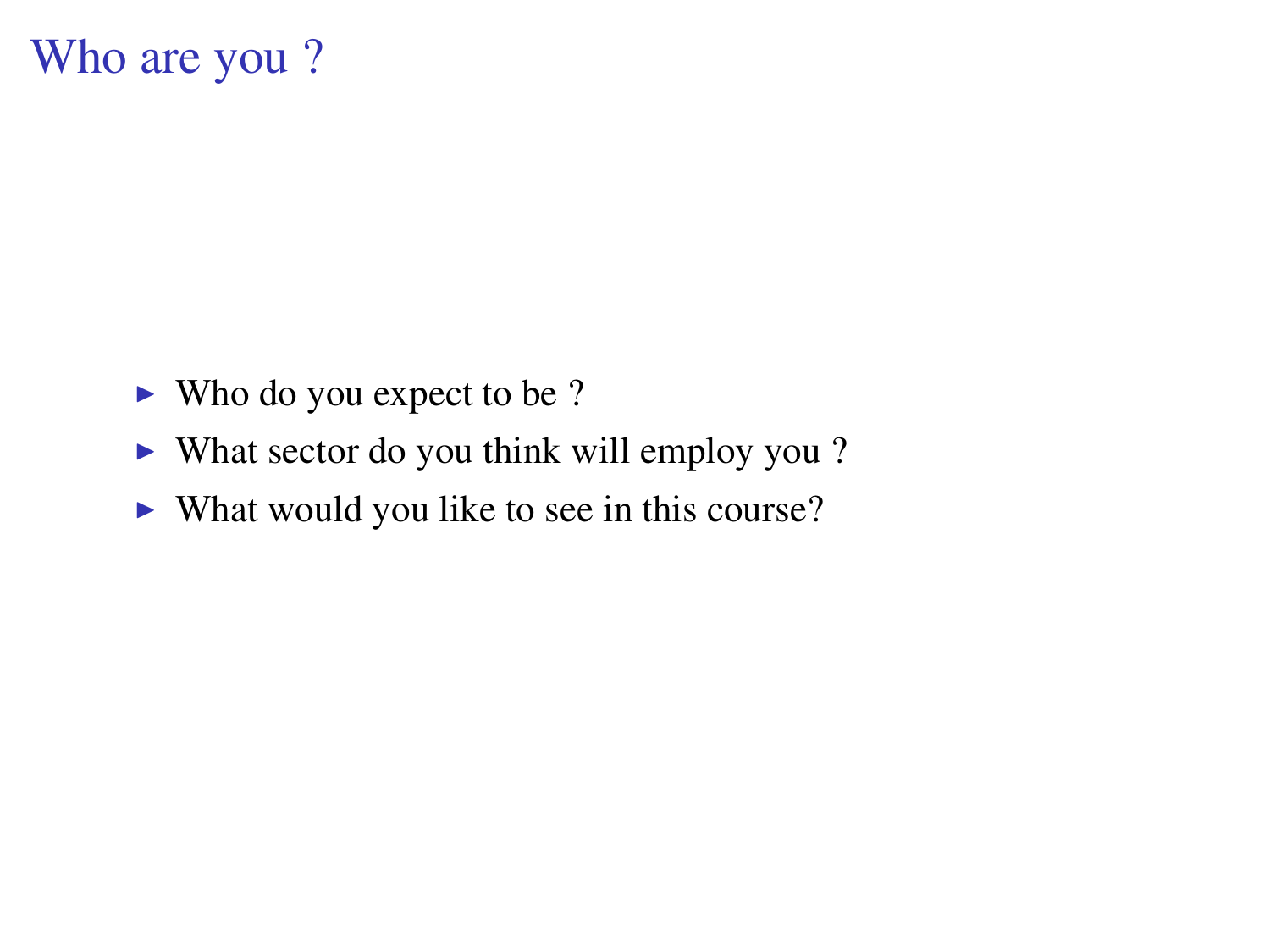# Who are you ?

- Who do you expect to be ?
- What sector do you think will employ you ?
- What would you like to see in this course?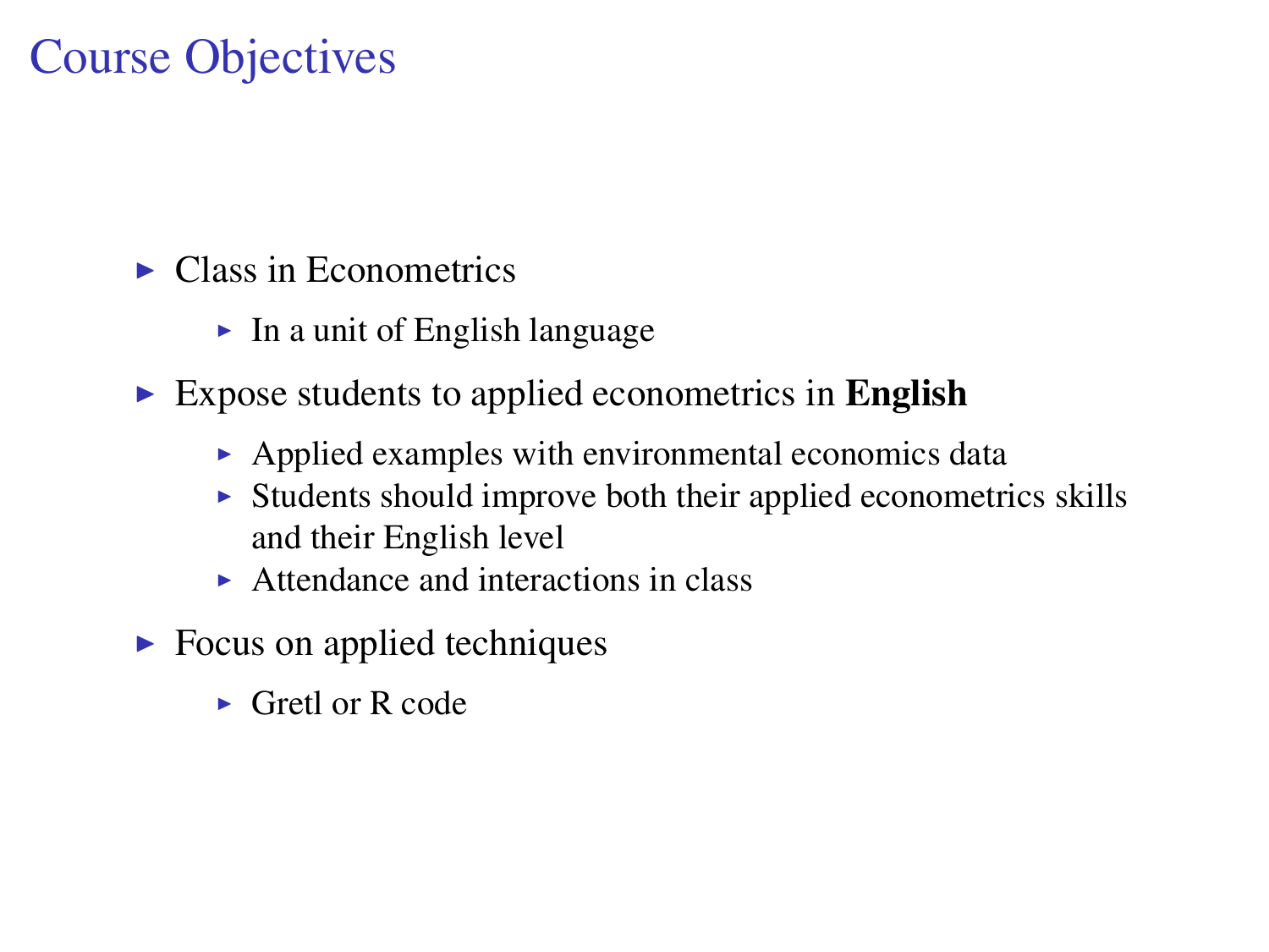# Course Objectives

- Class in Econometrics
  - In a unit of English language
- Expose students to applied econometrics in **English**
  - Applied examples with environmental economics data
  - Students should improve both their applied econometrics skills and their English level
  - Attendance and interactions in class
- Focus on applied techniques
  - Gretl or R code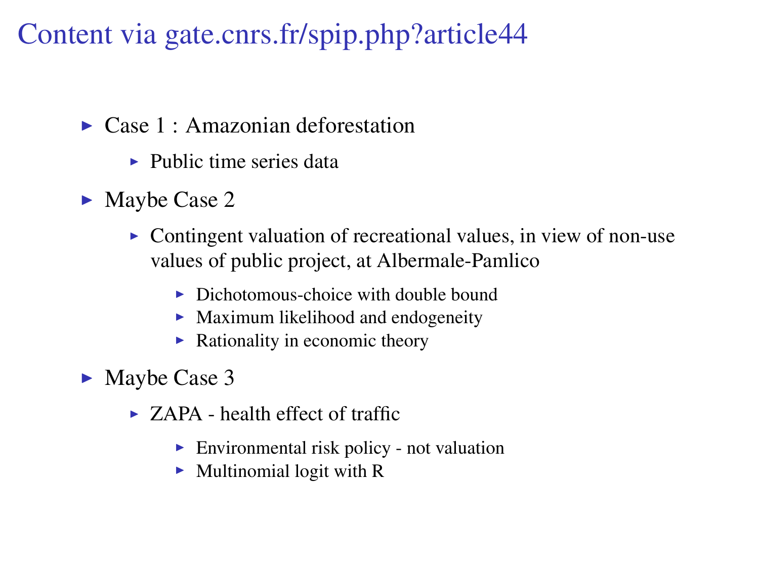# Content via gate.cnrs.fr/spip.php?article44

- Case 1 : Amazonian deforestation
  - Public time series data
- Maybe Case 2
  - Contingent valuation of recreational values, in view of non-use values of public project, at Albermale-Pamlico
    - Dichotomous-choice with double bound
    - Maximum likelihood and endogeneity
    - Rationality in economic theory
- Maybe Case 3
  - ZAPA - health effect of traffic
    - Environmental risk policy - not valuation
    - Multinomial logit with R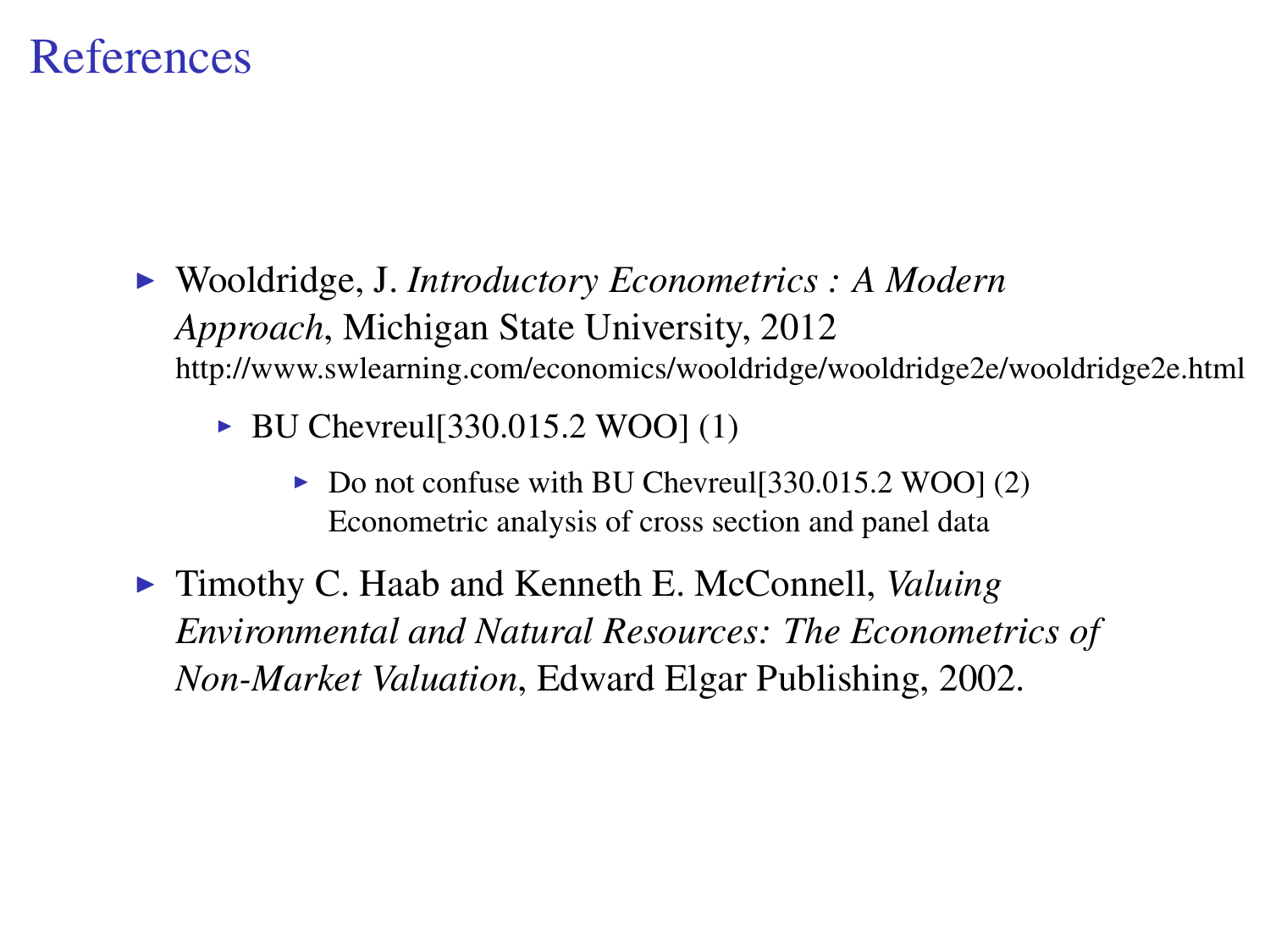# References

- Wooldridge, J. *Introductory Econometrics : A Modern Approach*, Michigan State University, 2012
  http://www.swlearning.com/economics/wooldridge/wooldridge2e/wooldridge2e.html
  - BU Chevreul[330.015.2 WOO] (1)
    - Do not confuse with BU Chevreul[330.015.2 WOO] (2) Econometric analysis of cross section and panel data
- Timothy C. Haab and Kenneth E. McConnell, *Valuing Environmental and Natural Resources: The Econometrics of Non-Market Valuation*, Edward Elgar Publishing, 2002.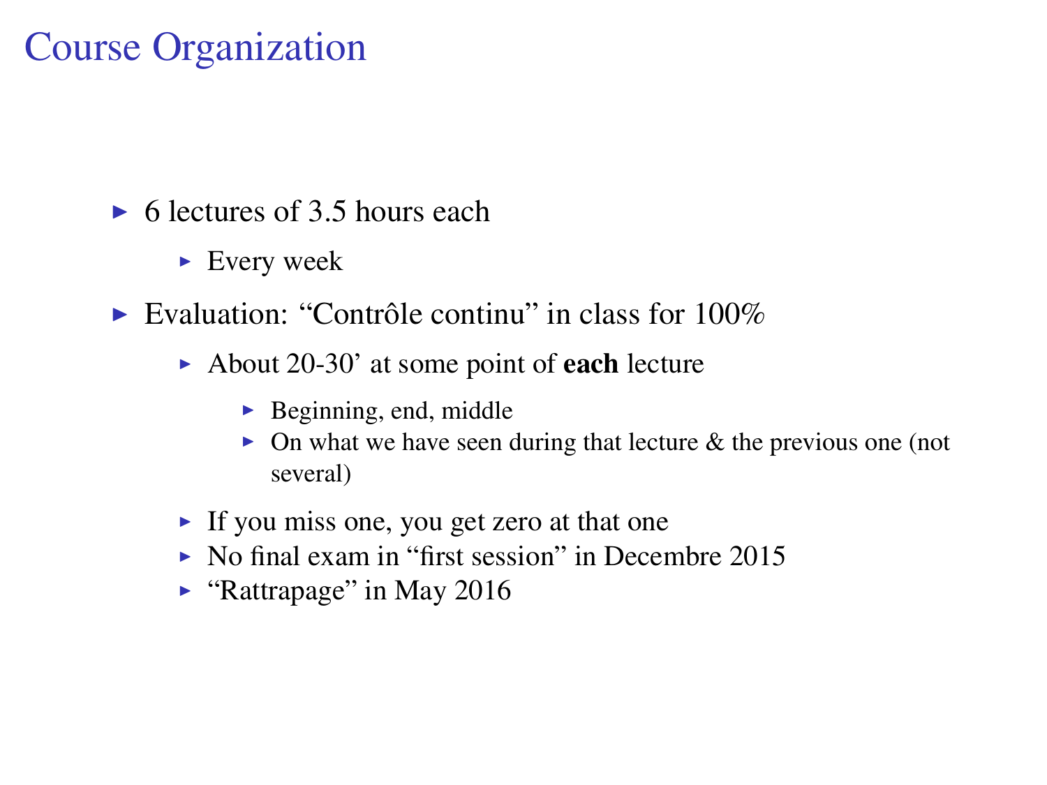# Course Organization

- 6 lectures of 3.5 hours each
  - Every week
- Evaluation: “Contrôle continu” in class for 100%
  - About 20-30’ at some point of **each** lecture
    - Beginning, end, middle
    - On what we have seen during that lecture & the previous one (not several)
  - If you miss one, you get zero at that one
  - No final exam in “first session” in Decembre 2015
  - “Rattrapage” in May 2016